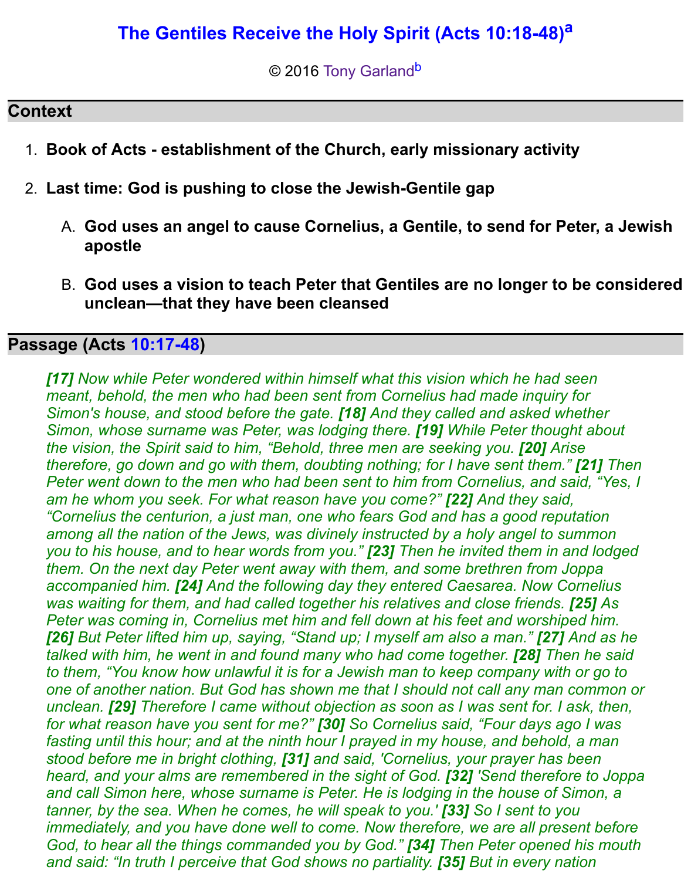# The Gentiles Receive the Holy Spirit (Acts 10:18-48)[a]

© 2016 Tony Garland[b]

## Context

1. **Book of Acts - establishment of the Church, early missionary activity**
2. **Last time: God is pushing to close the Jewish-Gentile gap**
   A. **God uses an angel to cause Cornelius, a Gentile, to send for Peter, a Jewish apostle**
   B. **God uses a vision to teach Peter that Gentiles are no longer to be considered unclean—that they have been cleansed**

## Passage (Acts 10:17-48)

*[17] Now while Peter wondered within himself what this vision which he had seen meant, behold, the men who had been sent from Cornelius had made inquiry for Simon's house, and stood before the gate. [18] And they called and asked whether Simon, whose surname was Peter, was lodging there. [19] While Peter thought about the vision, the Spirit said to him, "Behold, three men are seeking you. [20] Arise therefore, go down and go with them, doubting nothing; for I have sent them." [21] Then Peter went down to the men who had been sent to him from Cornelius, and said, "Yes, I am he whom you seek. For what reason have you come?" [22] And they said, "Cornelius the centurion, a just man, one who fears God and has a good reputation among all the nation of the Jews, was divinely instructed by a holy angel to summon you to his house, and to hear words from you." [23] Then he invited them in and lodged them. On the next day Peter went away with them, and some brethren from Joppa accompanied him. [24] And the following day they entered Caesarea. Now Cornelius was waiting for them, and had called together his relatives and close friends. [25] As Peter was coming in, Cornelius met him and fell down at his feet and worshiped him. [26] But Peter lifted him up, saying, "Stand up; I myself am also a man." [27] And as he talked with him, he went in and found many who had come together. [28] Then he said to them, "You know how unlawful it is for a Jewish man to keep company with or go to one of another nation. But God has shown me that I should not call any man common or unclean. [29] Therefore I came without objection as soon as I was sent for. I ask, then, for what reason have you sent for me?" [30] So Cornelius said, "Four days ago I was fasting until this hour; and at the ninth hour I prayed in my house, and behold, a man stood before me in bright clothing, [31] and said, 'Cornelius, your prayer has been heard, and your alms are remembered in the sight of God. [32] 'Send therefore to Joppa and call Simon here, whose surname is Peter. He is lodging in the house of Simon, a tanner, by the sea. When he comes, he will speak to you.' [33] So I sent to you immediately, and you have done well to come. Now therefore, we are all present before God, to hear all the things commanded you by God." [34] Then Peter opened his mouth and said: "In truth I perceive that God shows no partiality. [35] But in every nation*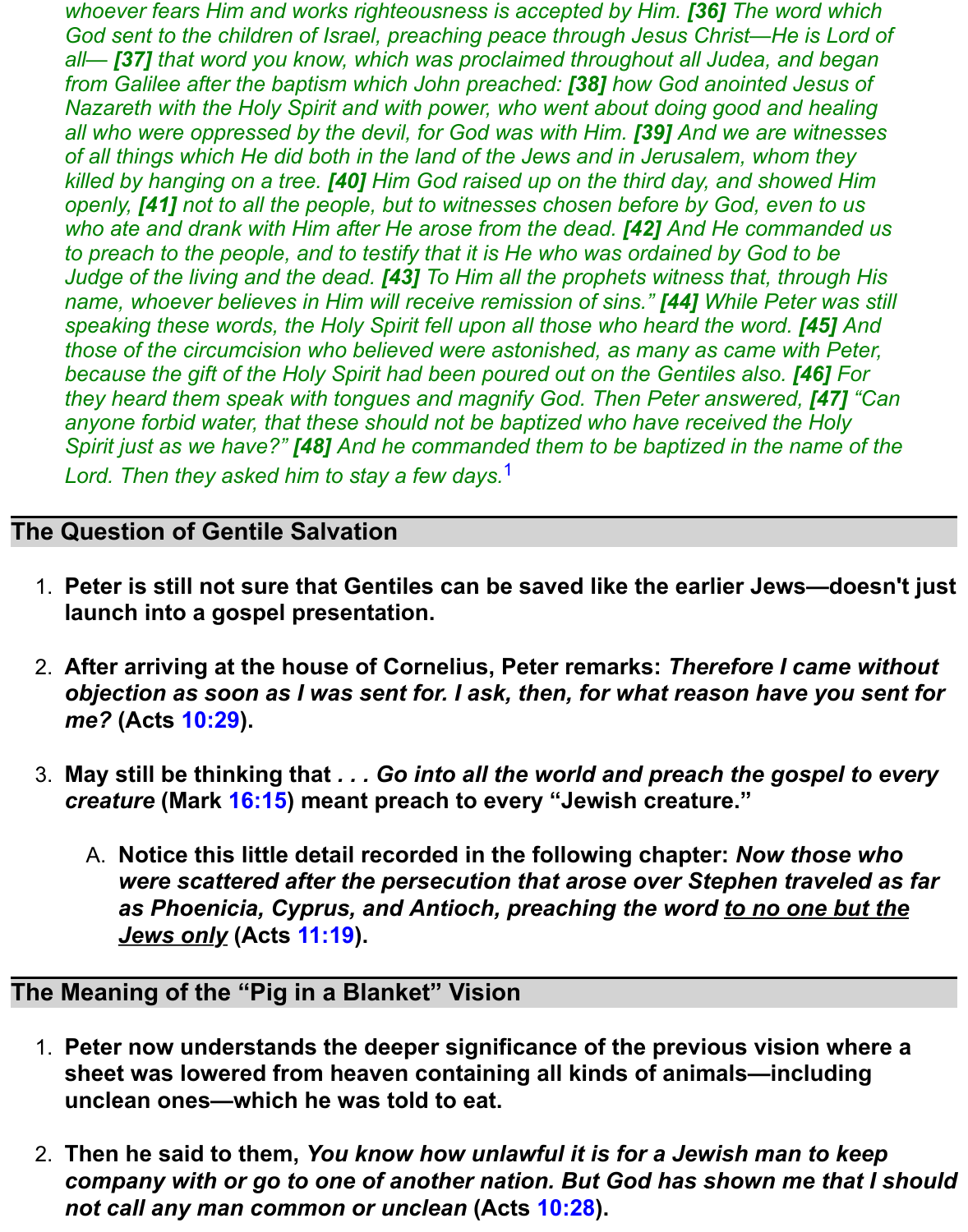*whoever fears Him and works righteousness is accepted by Him.* ***[36]*** *The word which God sent to the children of Israel, preaching peace through Jesus Christ—He is Lord of all—* ***[37]*** *that word you know, which was proclaimed throughout all Judea, and began from Galilee after the baptism which John preached:* ***[38]*** *how God anointed Jesus of Nazareth with the Holy Spirit and with power, who went about doing good and healing all who were oppressed by the devil, for God was with Him.* ***[39]*** *And we are witnesses of all things which He did both in the land of the Jews and in Jerusalem, whom they killed by hanging on a tree.* ***[40]*** *Him God raised up on the third day, and showed Him openly,* ***[41]*** *not to all the people, but to witnesses chosen before by God, even to us who ate and drank with Him after He arose from the dead.* ***[42]*** *And He commanded us to preach to the people, and to testify that it is He who was ordained by God to be Judge of the living and the dead.* ***[43]*** *To Him all the prophets witness that, through His name, whoever believes in Him will receive remission of sins."* ***[44]*** *While Peter was still speaking these words, the Holy Spirit fell upon all those who heard the word.* ***[45]*** *And those of the circumcision who believed were astonished, as many as came with Peter, because the gift of the Holy Spirit had been poured out on the Gentiles also.* ***[46]*** *For they heard them speak with tongues and magnify God. Then Peter answered,* ***[47]*** *"Can anyone forbid water, that these should not be baptized who have received the Holy Spirit just as we have?"* ***[48]*** *And he commanded them to be baptized in the name of the Lord. Then they asked him to stay a few days.*[1]

## The Question of Gentile Salvation

1. **Peter is still not sure that Gentiles can be saved like the earlier Jews—doesn't just launch into a gospel presentation.**

2. **After arriving at the house of Cornelius, Peter remarks: *Therefore I came without objection as soon as I was sent for. I ask, then, for what reason have you sent for me?* (Acts 10:29).**

3. **May still be thinking that *. . . Go into all the world and preach the gospel to every creature* (Mark 16:15) meant preach to every "Jewish creature."**

    A. **Notice this little detail recorded in the following chapter: *Now those who were scattered after the persecution that arose over Stephen traveled as far as Phoenicia, Cyprus, and Antioch, preaching the word <u>to no one but the Jews only</u>* (Acts 11:19).**

## The Meaning of the "Pig in a Blanket" Vision

1. **Peter now understands the deeper significance of the previous vision where a sheet was lowered from heaven containing all kinds of animals—including unclean ones—which he was told to eat.**

2. **Then he said to them, *You know how unlawful it is for a Jewish man to keep company with or go to one of another nation. But God has shown me that I should not call any man common or unclean* (Acts 10:28).**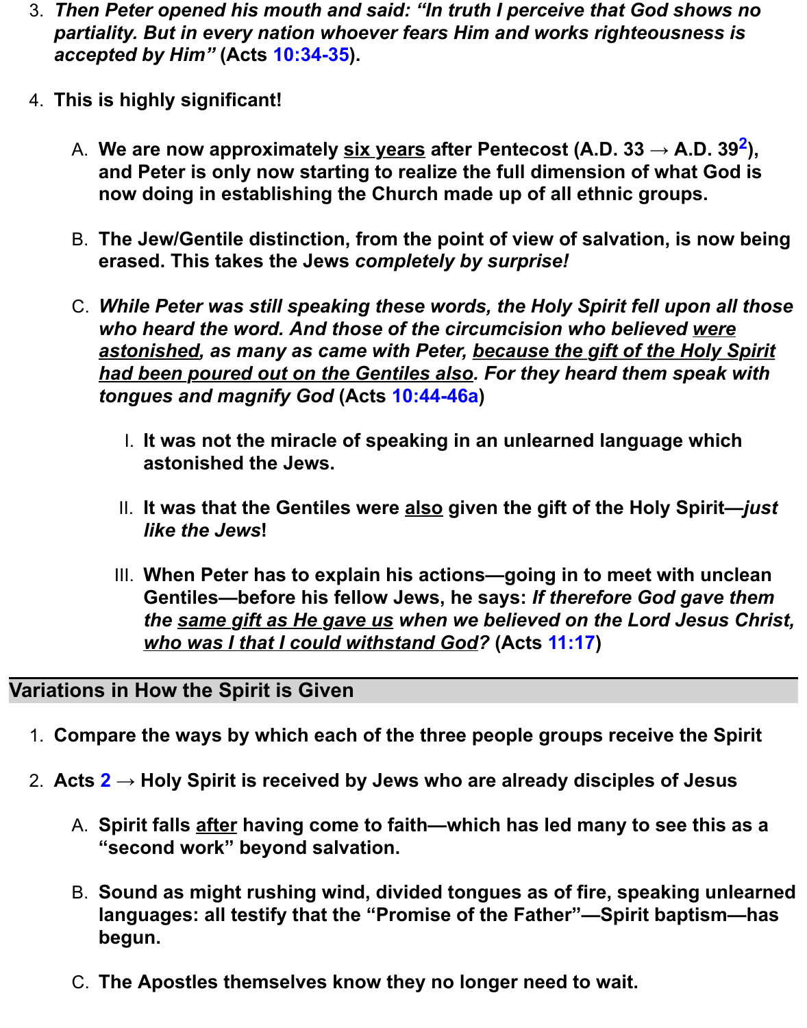3. ***Then Peter opened his mouth and said: "In truth I perceive that God shows no partiality. But in every nation whoever fears Him and works righteousness is accepted by Him"* (Acts 10:34-35).**

4. **This is highly significant!**

   A. **We are now approximately <u>six years</u> after Pentecost (A.D. 33 → A.D. 39[2]), and Peter is only now starting to realize the full dimension of what God is now doing in establishing the Church made up of all ethnic groups.**

   B. **The Jew/Gentile distinction, from the point of view of salvation, is now being erased. This takes the Jews *completely by surprise!***

   C. ***While Peter was still speaking these words, the Holy Spirit fell upon all those who heard the word. And those of the circumcision who believed <u>were astonished</u>, as many as came with Peter, <u>because the gift of the Holy Spirit had been poured out on the Gentiles also</u>. For they heard them speak with tongues and magnify God* (Acts 10:44-46a)**

      I. **It was not the miracle of speaking in an unlearned language which astonished the Jews.**

      II. **It was that the Gentiles were <u>also</u> given the gift of the Holy Spirit—*just like the Jews*!**

      III. **When Peter has to explain his actions—going in to meet with unclean Gentiles—before his fellow Jews, he says: *If therefore God gave them the <u>same gift as He gave us</u> when we believed on the Lord Jesus Christ, <u>who was I that I could withstand God</u>?* (Acts 11:17)**

## Variations in How the Spirit is Given

1. **Compare the ways by which each of the three people groups receive the Spirit**

2. **Acts 2 → Holy Spirit is received by Jews who are already disciples of Jesus**

   A. **Spirit falls <u>after</u> having come to faith—which has led many to see this as a "second work" beyond salvation.**

   B. **Sound as might rushing wind, divided tongues as of fire, speaking unlearned languages: all testify that the "Promise of the Father"—Spirit baptism—has begun.**

   C. **The Apostles themselves know they no longer need to wait.**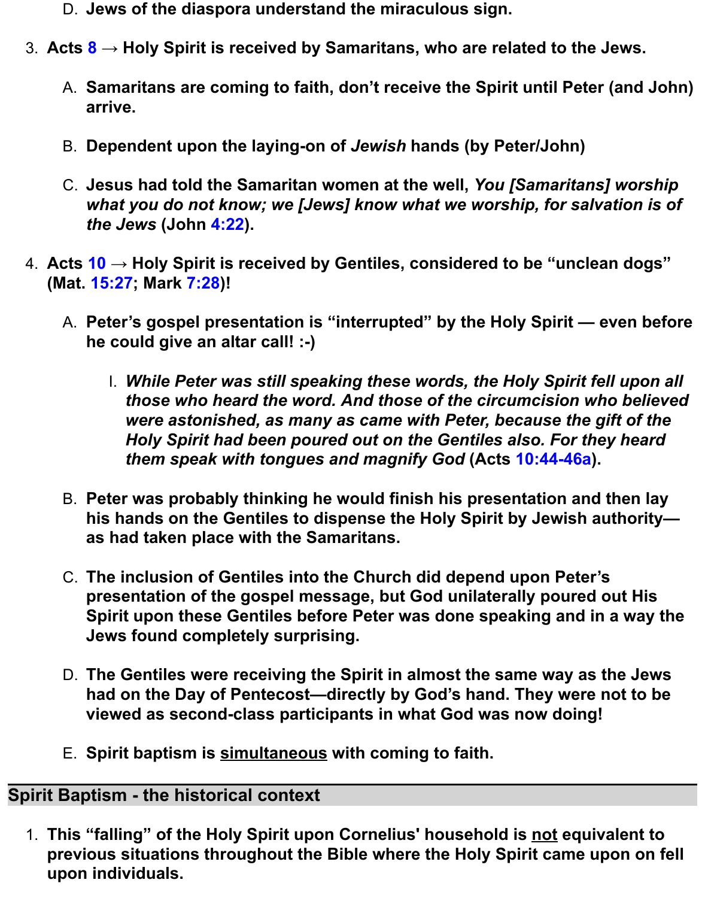D. **Jews of the diaspora understand the miraculous sign.**

3. **Acts 8 → Holy Spirit is received by Samaritans, who are related to the Jews.**

    A. **Samaritans are coming to faith, don't receive the Spirit until Peter (and John) arrive.**

    B. **Dependent upon the laying-on of *Jewish* hands (by Peter/John)**

    C. **Jesus had told the Samaritan women at the well, *You [Samaritans] worship what you do not know; we [Jews] know what we worship, for salvation is of the Jews* (John 4:22).**

4. **Acts 10 → Holy Spirit is received by Gentiles, considered to be "unclean dogs" (Mat. 15:27; Mark 7:28)!**

    A. **Peter's gospel presentation is "interrupted" by the Holy Spirit — even before he could give an altar call! :-)**

        I. ***While Peter was still speaking these words, the Holy Spirit fell upon all those who heard the word. And those of the circumcision who believed were astonished, as many as came with Peter, because the gift of the Holy Spirit had been poured out on the Gentiles also. For they heard them speak with tongues and magnify God* (Acts 10:44-46a).**

    B. **Peter was probably thinking he would finish his presentation and then lay his hands on the Gentiles to dispense the Holy Spirit by Jewish authority— as had taken place with the Samaritans.**

    C. **The inclusion of Gentiles into the Church did depend upon Peter's presentation of the gospel message, but God unilaterally poured out His Spirit upon these Gentiles before Peter was done speaking and in a way the Jews found completely surprising.**

    D. **The Gentiles were receiving the Spirit in almost the same way as the Jews had on the Day of Pentecost—directly by God's hand. They were not to be viewed as second-class participants in what God was now doing!**

    E. **Spirit baptism is <u>simultaneous</u> with coming to faith.**

## Spirit Baptism - the historical context

1. **This "falling" of the Holy Spirit upon Cornelius' household is <u>not</u> equivalent to previous situations throughout the Bible where the Holy Spirit came upon on fell upon individuals.**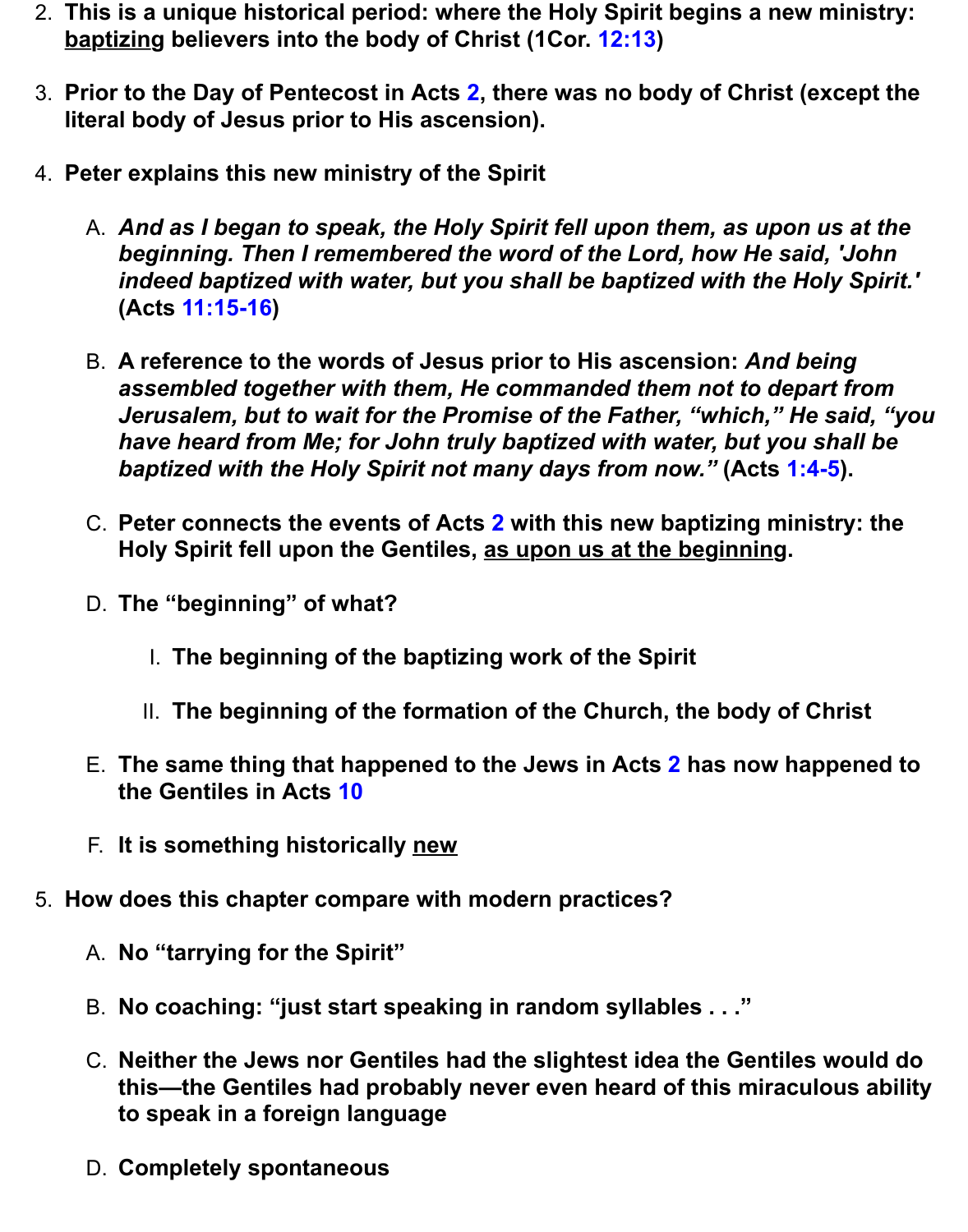2. **This is a unique historical period: where the Holy Spirit begins a new ministry: <u>baptizing</u> believers into the body of Christ (1Cor. 12:13)**

3. **Prior to the Day of Pentecost in Acts 2, there was no body of Christ (except the literal body of Jesus prior to His ascension).**

4. **Peter explains this new ministry of the Spirit**

   A. ***And as I began to speak, the Holy Spirit fell upon them, as upon us at the beginning. Then I remembered the word of the Lord, how He said, 'John indeed baptized with water, but you shall be baptized with the Holy Spirit.'* (Acts 11:15-16)**

   B. **A reference to the words of Jesus prior to His ascension: *And being assembled together with them, He commanded them not to depart from Jerusalem, but to wait for the Promise of the Father, "which," He said, "you have heard from Me; for John truly baptized with water, but you shall be baptized with the Holy Spirit not many days from now."* (Acts 1:4-5).**

   C. **Peter connects the events of Acts 2 with this new baptizing ministry: the Holy Spirit fell upon the Gentiles, <u>as upon us at the beginning</u>.**

   D. **The "beginning" of what?**

      I. **The beginning of the baptizing work of the Spirit**

      II. **The beginning of the formation of the Church, the body of Christ**

   E. **The same thing that happened to the Jews in Acts 2 has now happened to the Gentiles in Acts 10**

   F. **It is something historically <u>new</u>**

5. **How does this chapter compare with modern practices?**

   A. **No "tarrying for the Spirit"**

   B. **No coaching: "just start speaking in random syllables . . ."**

   C. **Neither the Jews nor Gentiles had the slightest idea the Gentiles would do this—the Gentiles had probably never even heard of this miraculous ability to speak in a foreign language**

   D. **Completely spontaneous**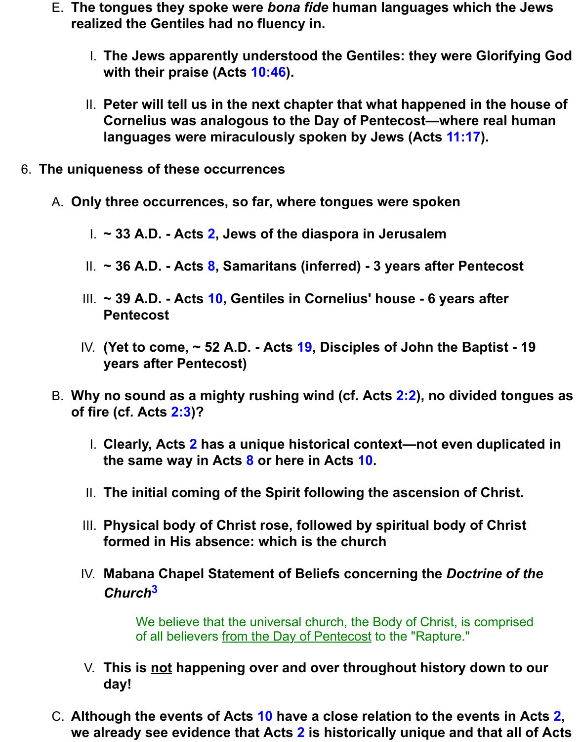E. **The tongues they spoke were *bona fide* human languages which the Jews realized the Gentiles had no fluency in.**

   I. **The Jews apparently understood the Gentiles: they were Glorifying God with their praise (Acts 10:46).**

   II. **Peter will tell us in the next chapter that what happened in the house of Cornelius was analogous to the Day of Pentecost—where real human languages were miraculously spoken by Jews (Acts 11:17).**

6. **The uniqueness of these occurrences**

   A. **Only three occurrences, so far, where tongues were spoken**

      I. **~ 33 A.D. - Acts 2, Jews of the diaspora in Jerusalem**

      II. **~ 36 A.D. - Acts 8, Samaritans (inferred) - 3 years after Pentecost**

      III. **~ 39 A.D. - Acts 10, Gentiles in Cornelius' house - 6 years after Pentecost**

      IV. **(Yet to come, ~ 52 A.D. - Acts 19, Disciples of John the Baptist - 19 years after Pentecost)**

   B. **Why no sound as a mighty rushing wind (cf. Acts 2:2), no divided tongues as of fire (cf. Acts 2:3)?**

      I. **Clearly, Acts 2 has a unique historical context—not even duplicated in the same way in Acts 8 or here in Acts 10.**

      II. **The initial coming of the Spirit following the ascension of Christ.**

      III. **Physical body of Christ rose, followed by spiritual body of Christ formed in His absence: which is the church**

      IV. **Mabana Chapel Statement of Beliefs concerning the *Doctrine of the Church*[3]**

         > We believe that the universal church, the Body of Christ, is comprised of all believers <u>from the Day of Pentecost</u> to the "Rapture."

      V. **This is <u>not</u> happening over and over throughout history down to our day!**

   C. **Although the events of Acts 10 have a close relation to the events in Acts 2, we already see evidence that Acts 2 is historically unique and that all of Acts**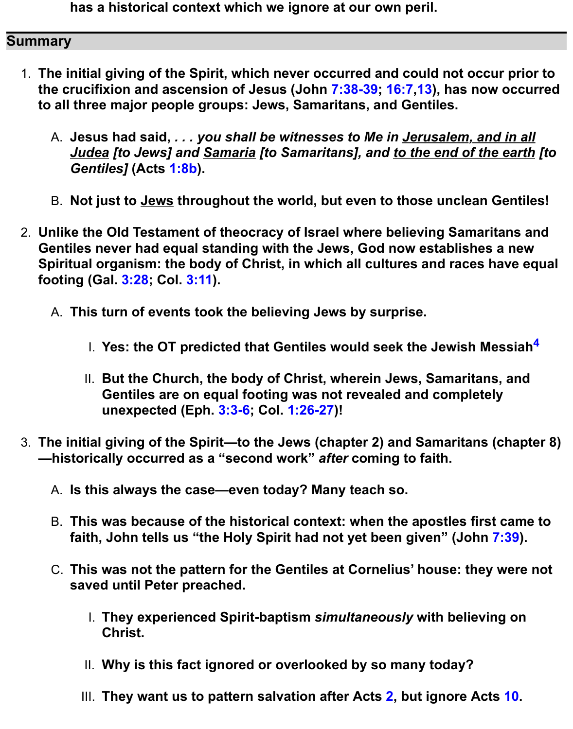**has a historical context which we ignore at our own peril.**

## Summary

1. **The initial giving of the Spirit, which never occurred and could not occur prior to the crucifixion and ascension of Jesus (John 7:38-39; 16:7,13), has now occurred to all three major people groups: Jews, Samaritans, and Gentiles.**

   A. **Jesus had said, *. . . you shall be witnesses to Me in <u>Jerusalem, and in all Judea</u> [to Jews] and <u>Samaria</u> [to Samaritans], and <u>to the end of the earth</u> [to Gentiles]* (Acts 1:8b).**

   B. **Not just to <u>Jews</u> throughout the world, but even to those unclean Gentiles!**

2. **Unlike the Old Testament of theocracy of Israel where believing Samaritans and Gentiles never had equal standing with the Jews, God now establishes a new Spiritual organism: the body of Christ, in which all cultures and races have equal footing (Gal. 3:28; Col. 3:11).**

   A. **This turn of events took the believing Jews by surprise.**

      I. **Yes: the OT predicted that Gentiles would seek the Jewish Messiah[4]**

      II. **But the Church, the body of Christ, wherein Jews, Samaritans, and Gentiles are on equal footing was not revealed and completely unexpected (Eph. 3:3-6; Col. 1:26-27)!**

3. **The initial giving of the Spirit—to the Jews (chapter 2) and Samaritans (chapter 8)—historically occurred as a "second work" *after* coming to faith.**

   A. **Is this always the case—even today? Many teach so.**

   B. **This was because of the historical context: when the apostles first came to faith, John tells us "the Holy Spirit had not yet been given" (John 7:39).**

   C. **This was not the pattern for the Gentiles at Cornelius' house: they were not saved until Peter preached.**

      I. **They experienced Spirit-baptism *simultaneously* with believing on Christ.**

      II. **Why is this fact ignored or overlooked by so many today?**

      III. **They want us to pattern salvation after Acts 2, but ignore Acts 10.**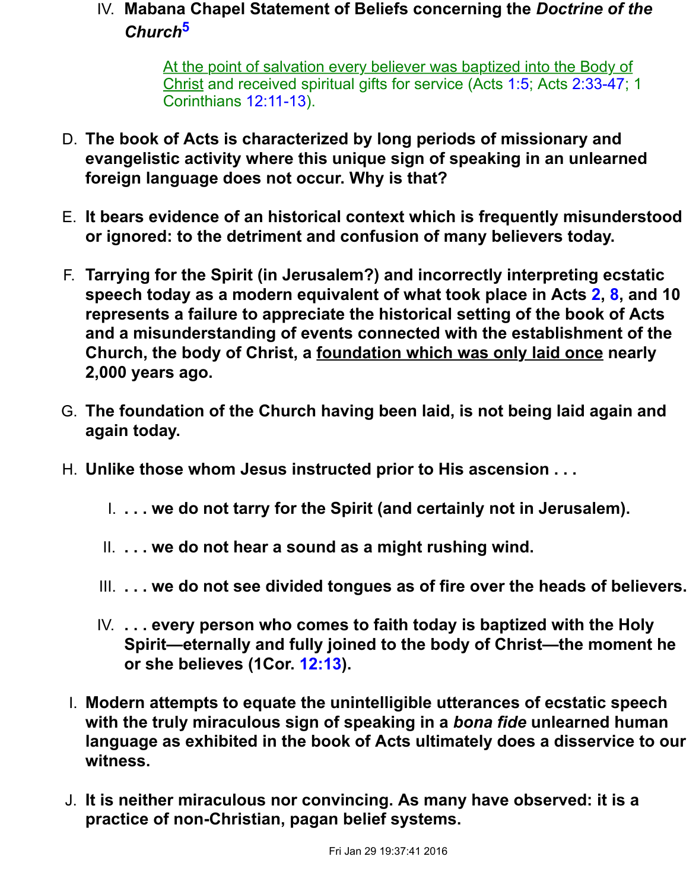IV. **Mabana Chapel Statement of Beliefs concerning the *Doctrine of the Church*[5]**

> At the point of salvation every believer was baptized into the Body of Christ and received spiritual gifts for service (Acts 1:5; Acts 2:33-47; 1 Corinthians 12:11-13).

D. **The book of Acts is characterized by long periods of missionary and evangelistic activity where this unique sign of speaking in an unlearned foreign language does not occur. Why is that?**

E. **It bears evidence of an historical context which is frequently misunderstood or ignored: to the detriment and confusion of many believers today.**

F. **Tarrying for the Spirit (in Jerusalem?) and incorrectly interpreting ecstatic speech today as a modern equivalent of what took place in Acts 2, 8, and 10 represents a failure to appreciate the historical setting of the book of Acts and a misunderstanding of events connected with the establishment of the Church, the body of Christ, a foundation which was only laid once nearly 2,000 years ago.**

G. **The foundation of the Church having been laid, is not being laid again and again today.**

H. **Unlike those whom Jesus instructed prior to His ascension . . .**

   I. **. . . we do not tarry for the Spirit (and certainly not in Jerusalem).**

   II. **. . . we do not hear a sound as a might rushing wind.**

   III. **. . . we do not see divided tongues as of fire over the heads of believers.**

   IV. **. . . every person who comes to faith today is baptized with the Holy Spirit—eternally and fully joined to the body of Christ—the moment he or she believes (1Cor. 12:13).**

I. **Modern attempts to equate the unintelligible utterances of ecstatic speech with the truly miraculous sign of speaking in a *bona fide* unlearned human language as exhibited in the book of Acts ultimately does a disservice to our witness.**

J. **It is neither miraculous nor convincing. As many have observed: it is a practice of non-Christian, pagan belief systems.**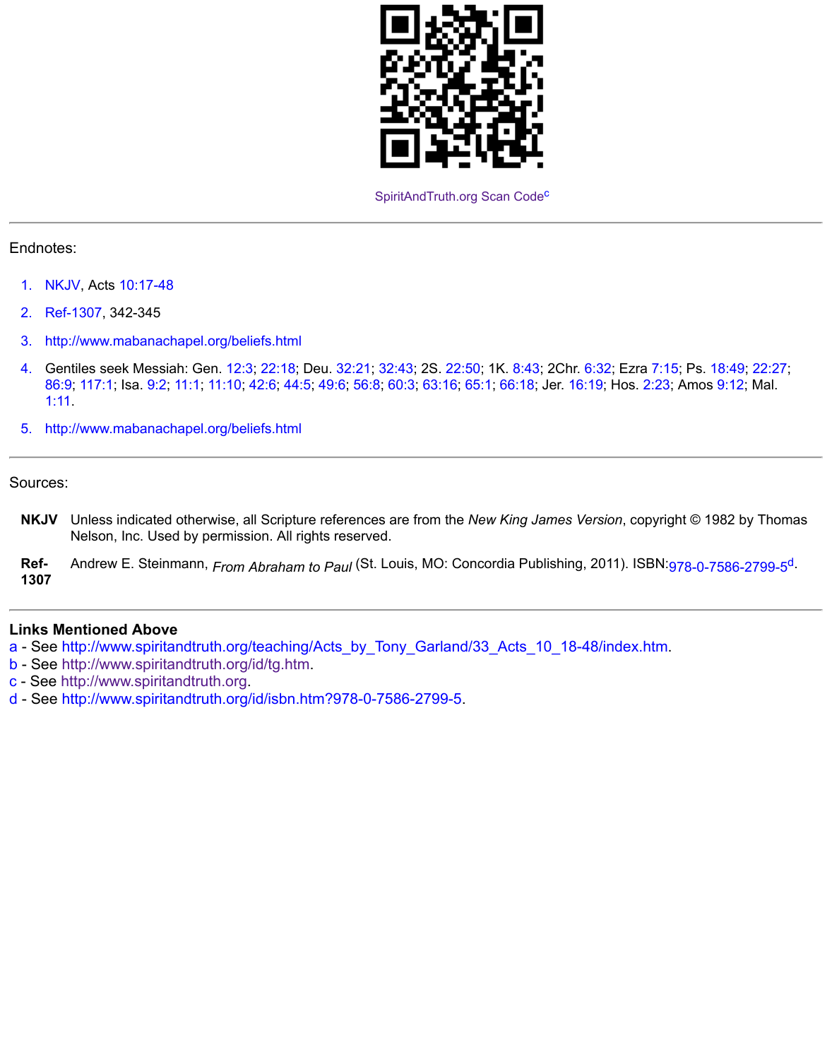SpiritAndTruth.org Scan Code[c]

---

Endnotes:

1. NKJV, Acts 10:17-48
2. Ref-1307, 342-345
3. http://www.mabanachapel.org/beliefs.html
4. Gentiles seek Messiah: Gen. 12:3; 22:18; Deu. 32:21; 32:43; 2S. 22:50; 1K. 8:43; 2Chr. 6:32; Ezra 7:15; Ps. 18:49; 22:27; 86:9; 117:1; Isa. 9:2; 11:1; 11:10; 42:6; 44:5; 49:6; 56:8; 60:3; 63:16; 65:1; 66:18; Jer. 16:19; Hos. 2:23; Amos 9:12; Mal. 1:11.
5. http://www.mabanachapel.org/beliefs.html

---

Sources:

**NKJV** Unless indicated otherwise, all Scripture references are from the *New King James Version*, copyright © 1982 by Thomas Nelson, Inc. Used by permission. All rights reserved.

**Ref-1307** Andrew E. Steinmann, *From Abraham to Paul* (St. Louis, MO: Concordia Publishing, 2011). ISBN:978-0-7586-2799-5[d].

---

**Links Mentioned Above**

a - See http://www.spiritandtruth.org/teaching/Acts_by_Tony_Garland/33_Acts_10_18-48/index.htm.
b - See http://www.spiritandtruth.org/id/tg.htm.
c - See http://www.spiritandtruth.org.
d - See http://www.spiritandtruth.org/id/isbn.htm?978-0-7586-2799-5.